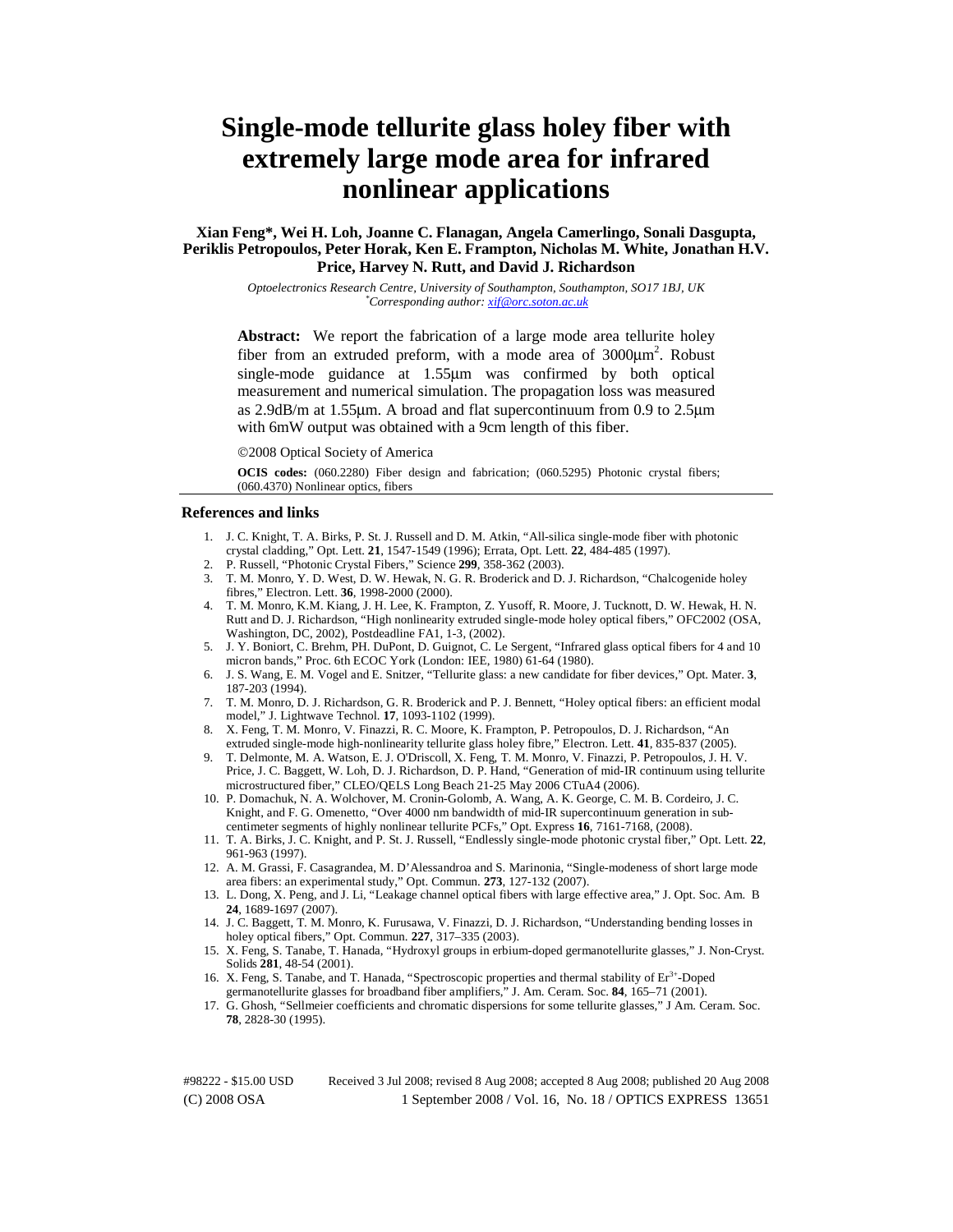# Single-mode tellurite glass holey fiber with extremely large mode area for infrared nonlinear applications

**Xian Feng*, Wei H. Loh, Joanne C. Flanagan, Angela Camerlingo, Sonali Dasgupta, Periklis Petropoulos, Peter Horak, Ken E. Frampton, Nicholas M. White, Jonathan H.V. Price, Harvey N. Rutt, and David J. Richardson**

*Optoelectronics Research Centre, University of Southampton, Southampton, SO17 1BJ, UK*
*Corresponding author: xif@orc.soton.ac.uk

**Abstract:** We report the fabrication of a large mode area tellurite holey fiber from an extruded preform, with a mode area of 3000μm$^2$. Robust single-mode guidance at 1.55μm was confirmed by both optical measurement and numerical simulation. The propagation loss was measured as 2.9dB/m at 1.55μm. A broad and flat supercontinuum from 0.9 to 2.5μm with 6mW output was obtained with a 9cm length of this fiber.

©2008 Optical Society of America

**OCIS codes:** (060.2280) Fiber design and fabrication; (060.5295) Photonic crystal fibers; (060.4370) Nonlinear optics, fibers

## References and links

1. J. C. Knight, T. A. Birks, P. St. J. Russell and D. M. Atkin, "All-silica single-mode fiber with photonic crystal cladding," Opt. Lett. **21**, 1547-1549 (1996); Errata, Opt. Lett. **22**, 484-485 (1997).
2. P. Russell, "Photonic Crystal Fibers," Science **299**, 358-362 (2003).
3. T. M. Monro, Y. D. West, D. W. Hewak, N. G. R. Broderick and D. J. Richardson, "Chalcogenide holey fibres," Electron. Lett. **36**, 1998-2000 (2000).
4. T. M. Monro, K.M. Kiang, J. H. Lee, K. Frampton, Z. Yusoff, R. Moore, J. Tucknott, D. W. Hewak, H. N. Rutt and D. J. Richardson, "High nonlinearity extruded single-mode holey optical fibers," OFC2002 (OSA, Washington, DC, 2002), Postdeadline FA1, 1-3, (2002).
5. J. Y. Boniort, C. Brehm, PH. DuPont, D. Guignot, C. Le Sergent, "Infrared glass optical fibers for 4 and 10 micron bands," Proc. 6th ECOC York (London: IEE, 1980) 61-64 (1980).
6. J. S. Wang, E. M. Vogel and E. Snitzer, "Tellurite glass: a new candidate for fiber devices," Opt. Mater. **3**, 187-203 (1994).
7. T. M. Monro, D. J. Richardson, G. R. Broderick and P. J. Bennett, "Holey optical fibers: an efficient modal model," J. Lightwave Technol. **17**, 1093-1102 (1999).
8. X. Feng, T. M. Monro, V. Finazzi, R. C. Moore, K. Frampton, P. Petropoulos, D. J. Richardson, "An extruded single-mode high-nonlinearity tellurite glass holey fibre," Electron. Lett. **41**, 835-837 (2005).
9. T. Delmonte, M. A. Watson, E. J. O'Driscoll, X. Feng, T. M. Monro, V. Finazzi, P. Petropoulos, J. H. V. Price, J. C. Baggett, W. Loh, D. J. Richardson, D. P. Hand, "Generation of mid-IR continuum using tellurite microstructured fiber," CLEO/QELS Long Beach 21-25 May 2006 CTuA4 (2006).
10. P. Domachuk, N. A. Wolchover, M. Cronin-Golomb, A. Wang, A. K. George, C. M. B. Cordeiro, J. C. Knight, and F. G. Omenetto, "Over 4000 nm bandwidth of mid-IR supercontinuum generation in sub-centimeter segments of highly nonlinear tellurite PCFs," Opt. Express **16**, 7161-7168, (2008).
11. T. A. Birks, J. C. Knight, and P. St. J. Russell, "Endlessly single-mode photonic crystal fiber," Opt. Lett. **22**, 961-963 (1997).
12. A. M. Grassi, F. Casagrandea, M. D'Alessandroa and S. Marinonia, "Single-modeness of short large mode area fibers: an experimental study," Opt. Commun. **273**, 127-132 (2007).
13. L. Dong, X. Peng, and J. Li, "Leakage channel optical fibers with large effective area," J. Opt. Soc. Am. B **24**, 1689-1697 (2007).
14. J. C. Baggett, T. M. Monro, K. Furusawa, V. Finazzi, D. J. Richardson, "Understanding bending losses in holey optical fibers," Opt. Commun. **227**, 317–335 (2003).
15. X. Feng, S. Tanabe, T. Hanada, "Hydroxyl groups in erbium-doped germanotellurite glasses," J. Non-Cryst. Solids **281**, 48-54 (2001).
16. X. Feng, S. Tanabe, and T. Hanada, "Spectroscopic properties and thermal stability of $Er^{3+}$-Doped germanotellurite glasses for broadband fiber amplifiers," J. Am. Ceram. Soc. **84**, 165–71 (2001).
17. G. Ghosh, "Sellmeier coefficients and chromatic dispersions for some tellurite glasses," J Am. Ceram. Soc. **78**, 2828-30 (1995).

#98222 - $15.00 USD Received 3 Jul 2008; revised 8 Aug 2008; accepted 8 Aug 2008; published 20 Aug 2008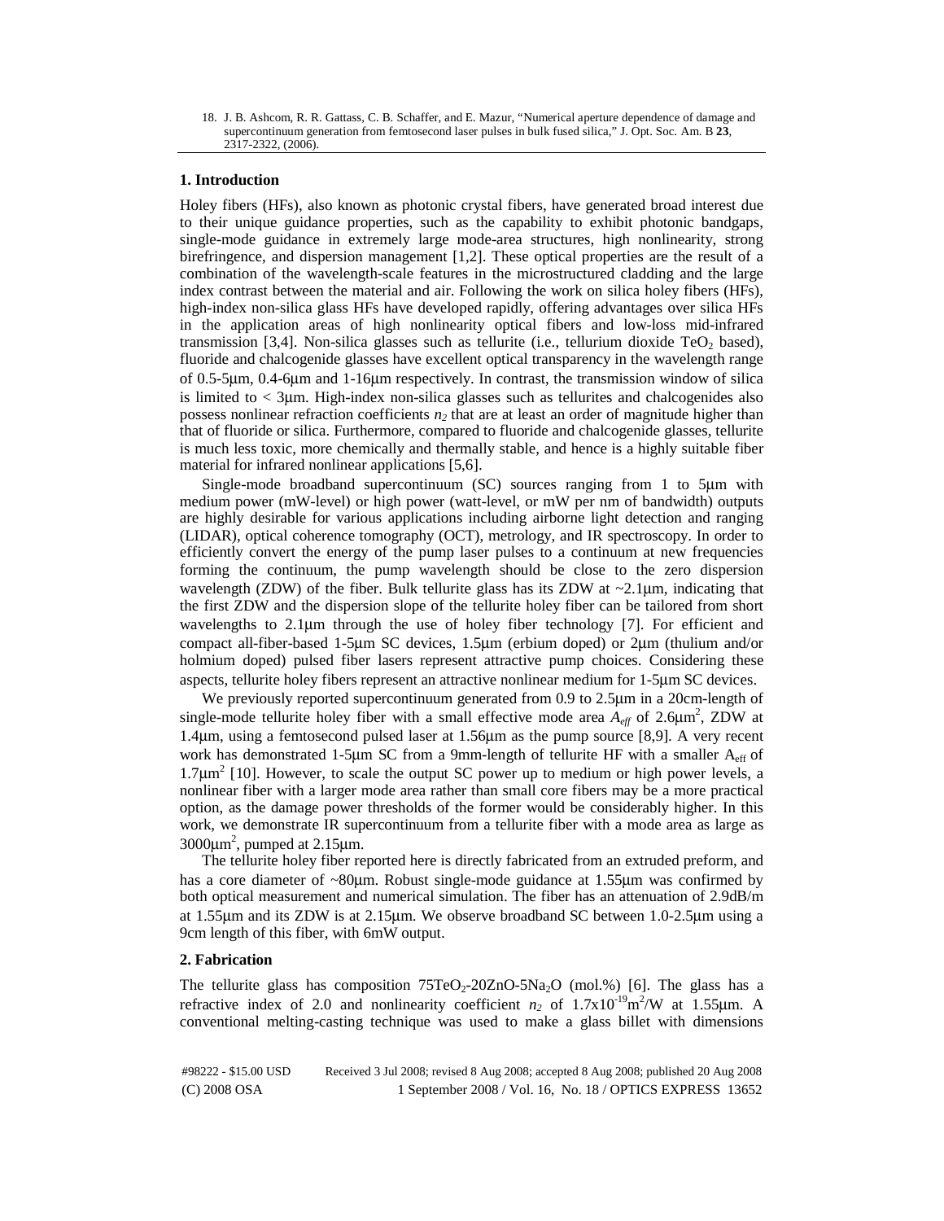18. J. B. Ashcom, R. R. Gattass, C. B. Schaffer, and E. Mazur, "Numerical aperture dependence of damage and supercontinuum generation from femtosecond laser pulses in bulk fused silica," J. Opt. Soc. Am. B **23**, 2317-2322, (2006).

## 1. Introduction

Holey fibers (HFs), also known as photonic crystal fibers, have generated broad interest due to their unique guidance properties, such as the capability to exhibit photonic bandgaps, single-mode guidance in extremely large mode-area structures, high nonlinearity, strong birefringence, and dispersion management [1,2]. These optical properties are the result of a combination of the wavelength-scale features in the microstructured cladding and the large index contrast between the material and air. Following the work on silica holey fibers (HFs), high-index non-silica glass HFs have developed rapidly, offering advantages over silica HFs in the application areas of high nonlinearity optical fibers and low-loss mid-infrared transmission [3,4]. Non-silica glasses such as tellurite (i.e., tellurium dioxide $TeO_2$ based), fluoride and chalcogenide glasses have excellent optical transparency in the wavelength range of 0.5-5μm, 0.4-6μm and 1-16μm respectively. In contrast, the transmission window of silica is limited to < 3μm. High-index non-silica glasses such as tellurites and chalcogenides also possess nonlinear refraction coefficients $n_2$ that are at least an order of magnitude higher than that of fluoride or silica. Furthermore, compared to fluoride and chalcogenide glasses, tellurite is much less toxic, more chemically and thermally stable, and hence is a highly suitable fiber material for infrared nonlinear applications [5,6].

Single-mode broadband supercontinuum (SC) sources ranging from 1 to 5μm with medium power (mW-level) or high power (watt-level, or mW per nm of bandwidth) outputs are highly desirable for various applications including airborne light detection and ranging (LIDAR), optical coherence tomography (OCT), metrology, and IR spectroscopy. In order to efficiently convert the energy of the pump laser pulses to a continuum at new frequencies forming the continuum, the pump wavelength should be close to the zero dispersion wavelength (ZDW) of the fiber. Bulk tellurite glass has its ZDW at ~2.1μm, indicating that the first ZDW and the dispersion slope of the tellurite holey fiber can be tailored from short wavelengths to 2.1μm through the use of holey fiber technology [7]. For efficient and compact all-fiber-based 1-5μm SC devices, 1.5μm (erbium doped) or 2μm (thulium and/or holmium doped) pulsed fiber lasers represent attractive pump choices. Considering these aspects, tellurite holey fibers represent an attractive nonlinear medium for 1-5μm SC devices.

We previously reported supercontinuum generated from 0.9 to 2.5μm in a 20cm-length of single-mode tellurite holey fiber with a small effective mode area $A_{eff}$ of 2.6μm$^2$, ZDW at 1.4μm, using a femtosecond pulsed laser at 1.56μm as the pump source [8,9]. A very recent work has demonstrated 1-5μm SC from a 9mm-length of tellurite HF with a smaller $A_{eff}$ of 1.7μm$^2$ [10]. However, to scale the output SC power up to medium or high power levels, a nonlinear fiber with a larger mode area rather than small core fibers may be a more practical option, as the damage power thresholds of the former would be considerably higher. In this work, we demonstrate IR supercontinuum from a tellurite fiber with a mode area as large as 3000μm$^2$, pumped at 2.15μm.

The tellurite holey fiber reported here is directly fabricated from an extruded preform, and has a core diameter of ~80μm. Robust single-mode guidance at 1.55μm was confirmed by both optical measurement and numerical simulation. The fiber has an attenuation of 2.9dB/m at 1.55μm and its ZDW is at 2.15μm. We observe broadband SC between 1.0-2.5μm using a 9cm length of this fiber, with 6mW output.

## 2. Fabrication

The tellurite glass has composition $75TeO_2$-$20ZnO$-$5Na_2O$ (mol.%) [6]. The glass has a refractive index of 2.0 and nonlinearity coefficient $n_2$ of $1.7\times10^{-19}$m$^2$/W at 1.55μm. A conventional melting-casting technique was used to make a glass billet with dimensions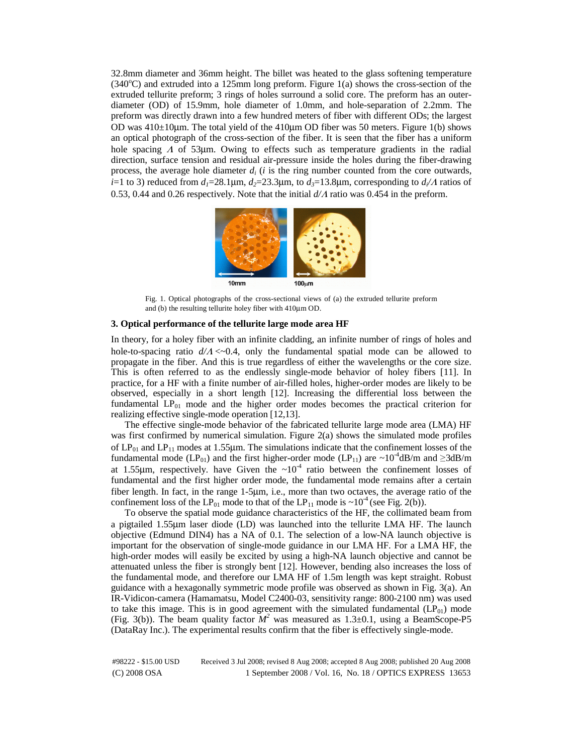32.8mm diameter and 36mm height. The billet was heated to the glass softening temperature (340°C) and extruded into a 125mm long preform. Figure 1(a) shows the cross-section of the extruded tellurite preform; 3 rings of holes surround a solid core. The preform has an outer-diameter (OD) of 15.9mm, hole diameter of 1.0mm, and hole-separation of 2.2mm. The preform was directly drawn into a few hundred meters of fiber with different ODs; the largest OD was 410±10μm. The total yield of the 410μm OD fiber was 50 meters. Figure 1(b) shows an optical photograph of the cross-section of the fiber. It is seen that the fiber has a uniform hole spacing $\Lambda$ of 53μm. Owing to effects such as temperature gradients in the radial direction, surface tension and residual air-pressure inside the holes during the fiber-drawing process, the average hole diameter $d_i$ ($i$ is the ring number counted from the core outwards, $i$=1 to 3) reduced from $d_1$=28.1μm, $d_2$=23.3μm, to $d_3$=13.8μm, corresponding to $d_i/\Lambda$ ratios of 0.53, 0.44 and 0.26 respectively. Note that the initial $d/\Lambda$ ratio was 0.454 in the preform.

Fig. 1. Optical photographs of the cross-sectional views of (a) the extruded tellurite preform and (b) the resulting tellurite holey fiber with 410μm OD.

## 3. Optical performance of the tellurite large mode area HF

In theory, for a holey fiber with an infinite cladding, an infinite number of rings of holes and hole-to-spacing ratio $d/\Lambda$ <~0.4, only the fundamental spatial mode can be allowed to propagate in the fiber. And this is true regardless of either the wavelengths or the core size. This is often referred to as the endlessly single-mode behavior of holey fibers [11]. In practice, for a HF with a finite number of air-filled holes, higher-order modes are likely to be observed, especially in a short length [12]. Increasing the differential loss between the fundamental $LP_{01}$ mode and the higher order modes becomes the practical criterion for realizing effective single-mode operation [12,13].

The effective single-mode behavior of the fabricated tellurite large mode area (LMA) HF was first confirmed by numerical simulation. Figure 2(a) shows the simulated mode profiles of $LP_{01}$ and $LP_{11}$ modes at 1.55μm. The simulations indicate that the confinement losses of the fundamental mode ($LP_{01}$) and the first higher-order mode ($LP_{11}$) are ~$10^{-4}$dB/m and ≥3dB/m at 1.55μm, respectively. have Given the ~$10^{-4}$ ratio between the confinement losses of fundamental and the first higher order mode, the fundamental mode remains after a certain fiber length. In fact, in the range 1-5μm, i.e., more than two octaves, the average ratio of the confinement loss of the $LP_{01}$ mode to that of the $LP_{11}$ mode is ~$10^{-4}$ (see Fig. 2(b)).

To observe the spatial mode guidance characteristics of the HF, the collimated beam from a pigtailed 1.55μm laser diode (LD) was launched into the tellurite LMA HF. The launch objective (Edmund DIN4) has a NA of 0.1. The selection of a low-NA launch objective is important for the observation of single-mode guidance in our LMA HF. For a LMA HF, the high-order modes will easily be excited by using a high-NA launch objective and cannot be attenuated unless the fiber is strongly bent [12]. However, bending also increases the loss of the fundamental mode, and therefore our LMA HF of 1.5m length was kept straight. Robust guidance with a hexagonally symmetric mode profile was observed as shown in Fig. 3(a). An IR-Vidicon-camera (Hamamatsu, Model C2400-03, sensitivity range: 800-2100 nm) was used to take this image. This is in good agreement with the simulated fundamental ($LP_{01}$) mode (Fig. 3(b)). The beam quality factor $M^2$ was measured as 1.3±0.1, using a BeamScope-P5 (DataRay Inc.). The experimental results confirm that the fiber is effectively single-mode.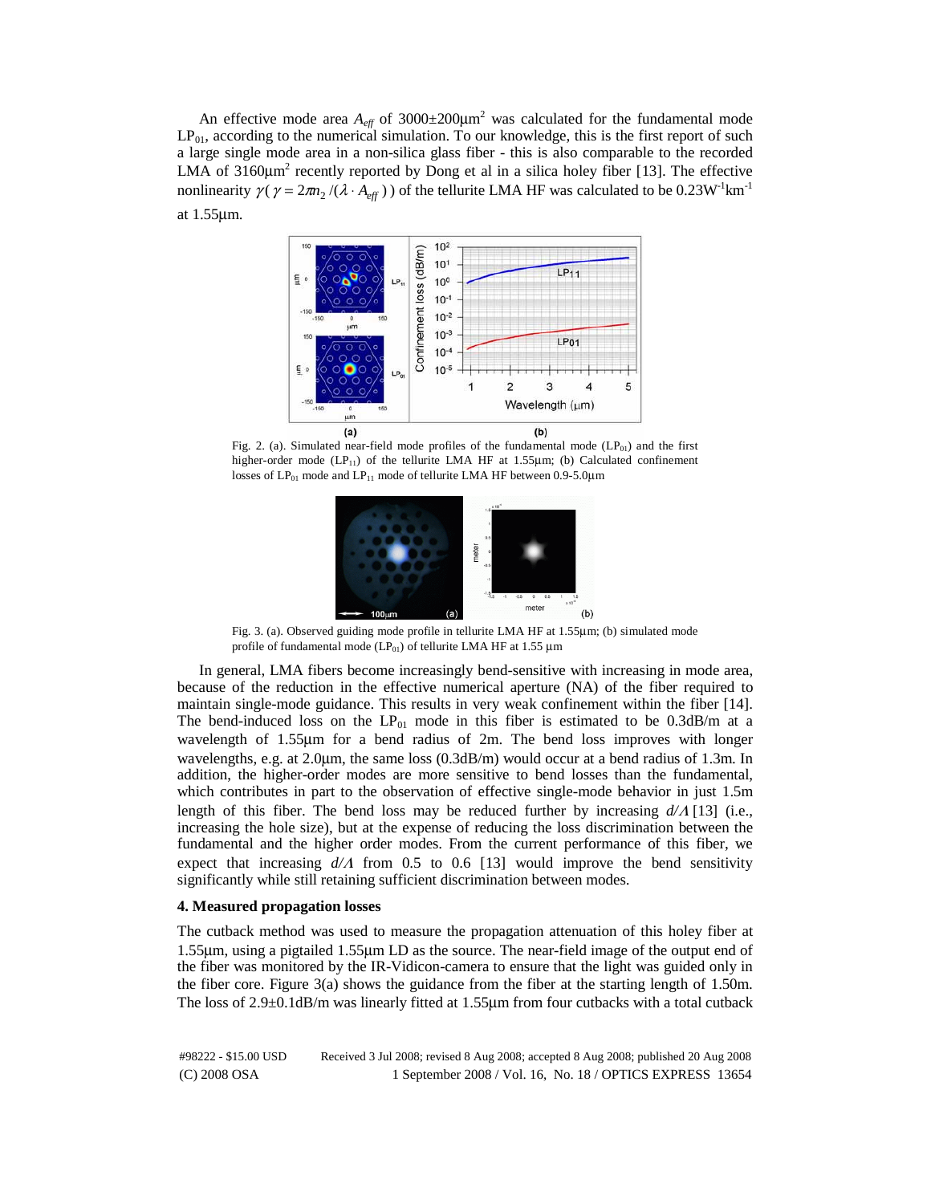An effective mode area $A_{eff}$ of 3000±200μm$^2$ was calculated for the fundamental mode $LP_{01}$, according to the numerical simulation. To our knowledge, this is the first report of such a large single mode area in a non-silica glass fiber - this is also comparable to the recorded LMA of 3160μm$^2$ recently reported by Dong et al in a silica holey fiber [13]. The effective nonlinearity $\gamma$ ($\gamma = 2\pi n_2 / (\lambda \cdot A_{eff})$) of the tellurite LMA HF was calculated to be 0.23W$^{-1}$km$^{-1}$ at 1.55μm.

Fig. 2. (a). Simulated near-field mode profiles of the fundamental mode ($LP_{01}$) and the first higher-order mode ($LP_{11}$) of the tellurite LMA HF at 1.55μm; (b) Calculated confinement losses of $LP_{01}$ mode and $LP_{11}$ mode of tellurite LMA HF between 0.9-5.0μm

Fig. 3. (a). Observed guiding mode profile in tellurite LMA HF at 1.55μm; (b) simulated mode profile of fundamental mode ($LP_{01}$) of tellurite LMA HF at 1.55 μm

In general, LMA fibers become increasingly bend-sensitive with increasing in mode area, because of the reduction in the effective numerical aperture (NA) of the fiber required to maintain single-mode guidance. This results in very weak confinement within the fiber [14]. The bend-induced loss on the $LP_{01}$ mode in this fiber is estimated to be 0.3dB/m at a wavelength of 1.55μm for a bend radius of 2m. The bend loss improves with longer wavelengths, e.g. at 2.0μm, the same loss (0.3dB/m) would occur at a bend radius of 1.3m. In addition, the higher-order modes are more sensitive to bend losses than the fundamental, which contributes in part to the observation of effective single-mode behavior in just 1.5m length of this fiber. The bend loss may be reduced further by increasing $d/\Lambda$ [13] (i.e., increasing the hole size), but at the expense of reducing the loss discrimination between the fundamental and the higher order modes. From the current performance of this fiber, we expect that increasing $d/\Lambda$ from 0.5 to 0.6 [13] would improve the bend sensitivity significantly while still retaining sufficient discrimination between modes.

## 4. Measured propagation losses

The cutback method was used to measure the propagation attenuation of this holey fiber at 1.55μm, using a pigtailed 1.55μm LD as the source. The near-field image of the output end of the fiber was monitored by the IR-Vidicon-camera to ensure that the light was guided only in the fiber core. Figure 3(a) shows the guidance from the fiber at the starting length of 1.50m. The loss of 2.9±0.1dB/m was linearly fitted at 1.55μm from four cutbacks with a total cutback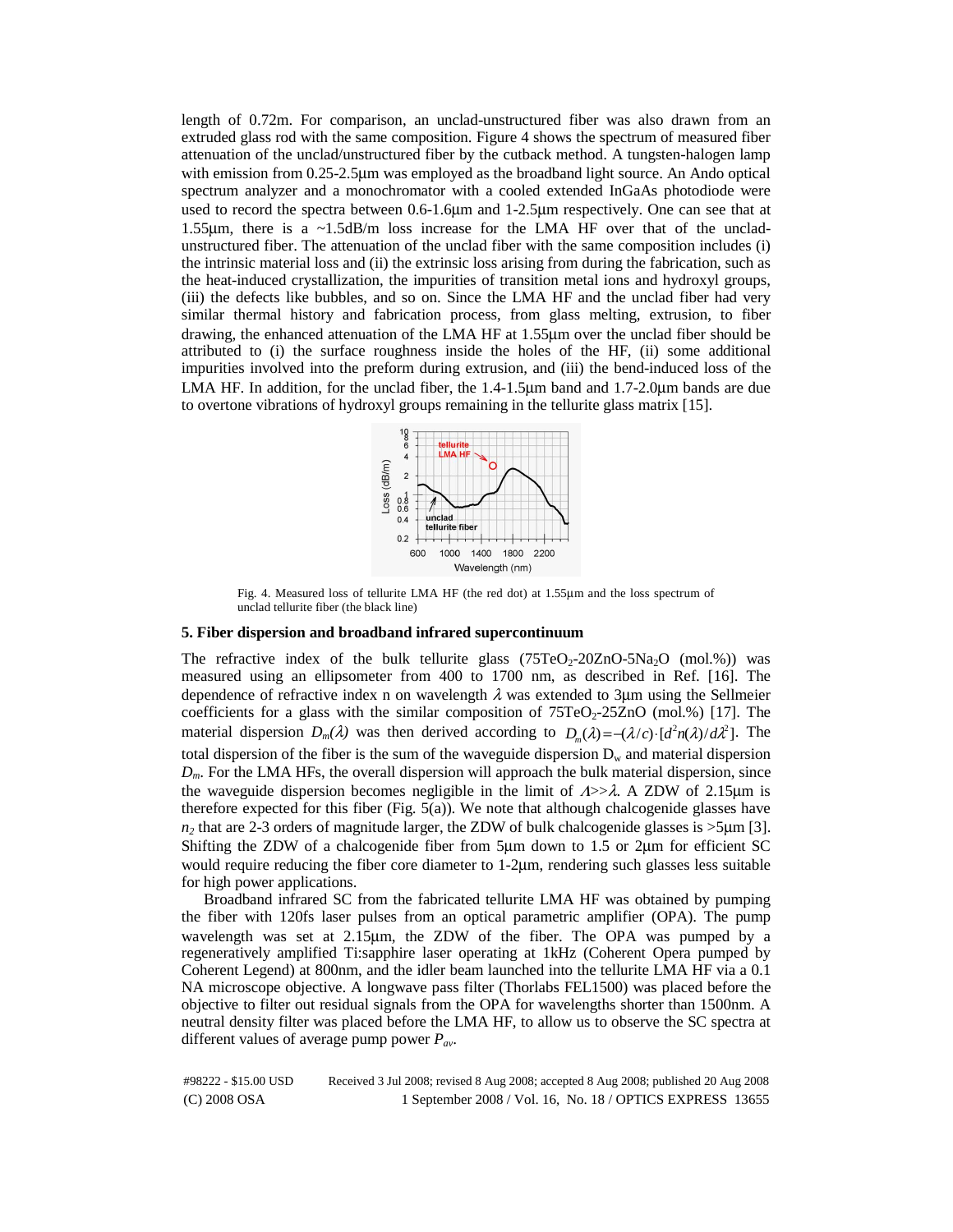length of 0.72m. For comparison, an unclad-unstructured fiber was also drawn from an extruded glass rod with the same composition. Figure 4 shows the spectrum of measured fiber attenuation of the unclad/unstructured fiber by the cutback method. A tungsten-halogen lamp with emission from 0.25-2.5μm was employed as the broadband light source. An Ando optical spectrum analyzer and a monochromator with a cooled extended InGaAs photodiode were used to record the spectra between 0.6-1.6μm and 1-2.5μm respectively. One can see that at 1.55μm, there is a ~1.5dB/m loss increase for the LMA HF over that of the unclad-unstructured fiber. The attenuation of the unclad fiber with the same composition includes (i) the intrinsic material loss and (ii) the extrinsic loss arising from during the fabrication, such as the heat-induced crystallization, the impurities of transition metal ions and hydroxyl groups, (iii) the defects like bubbles, and so on. Since the LMA HF and the unclad fiber had very similar thermal history and fabrication process, from glass melting, extrusion, to fiber drawing, the enhanced attenuation of the LMA HF at 1.55μm over the unclad fiber should be attributed to (i) the surface roughness inside the holes of the HF, (ii) some additional impurities involved into the preform during extrusion, and (iii) the bend-induced loss of the LMA HF. In addition, for the unclad fiber, the 1.4-1.5μm band and 1.7-2.0μm bands are due to overtone vibrations of hydroxyl groups remaining in the tellurite glass matrix [15].

Fig. 4. Measured loss of tellurite LMA HF (the red dot) at 1.55μm and the loss spectrum of unclad tellurite fiber (the black line)

## 5. Fiber dispersion and broadband infrared supercontinuum

The refractive index of the bulk tellurite glass ($75TeO_2$-$20ZnO$-$5Na_2O$ (mol.%)) was measured using an ellipsometer from 400 to 1700 nm, as described in Ref. [16]. The dependence of refractive index n on wavelength $\lambda$ was extended to 3μm using the Sellmeier coefficients for a glass with the similar composition of $75TeO_2$-$25ZnO$ (mol.%) [17]. The material dispersion $D_m(\lambda)$ was then derived according to $D_m(\lambda) = -(\lambda/c)\cdot[d^2n(\lambda)/d\lambda^2]$. The total dispersion of the fiber is the sum of the waveguide dispersion $D_w$ and material dispersion $D_m$. For the LMA HFs, the overall dispersion will approach the bulk material dispersion, since the waveguide dispersion becomes negligible in the limit of $\Lambda >> \lambda$. A ZDW of 2.15μm is therefore expected for this fiber (Fig. 5(a)). We note that although chalcogenide glasses have $n_2$ that are 2-3 orders of magnitude larger, the ZDW of bulk chalcogenide glasses is >5μm [3]. Shifting the ZDW of a chalcogenide fiber from 5μm down to 1.5 or 2μm for efficient SC would require reducing the fiber core diameter to 1-2μm, rendering such glasses less suitable for high power applications.

Broadband infrared SC from the fabricated tellurite LMA HF was obtained by pumping the fiber with 120fs laser pulses from an optical parametric amplifier (OPA). The pump wavelength was set at 2.15μm, the ZDW of the fiber. The OPA was pumped by a regeneratively amplified Ti:sapphire laser operating at 1kHz (Coherent Opera pumped by Coherent Legend) at 800nm, and the idler beam launched into the tellurite LMA HF via a 0.1 NA microscope objective. A longwave pass filter (Thorlabs FEL1500) was placed before the objective to filter out residual signals from the OPA for wavelengths shorter than 1500nm. A neutral density filter was placed before the LMA HF, to allow us to observe the SC spectra at different values of average pump power $P_{av}$.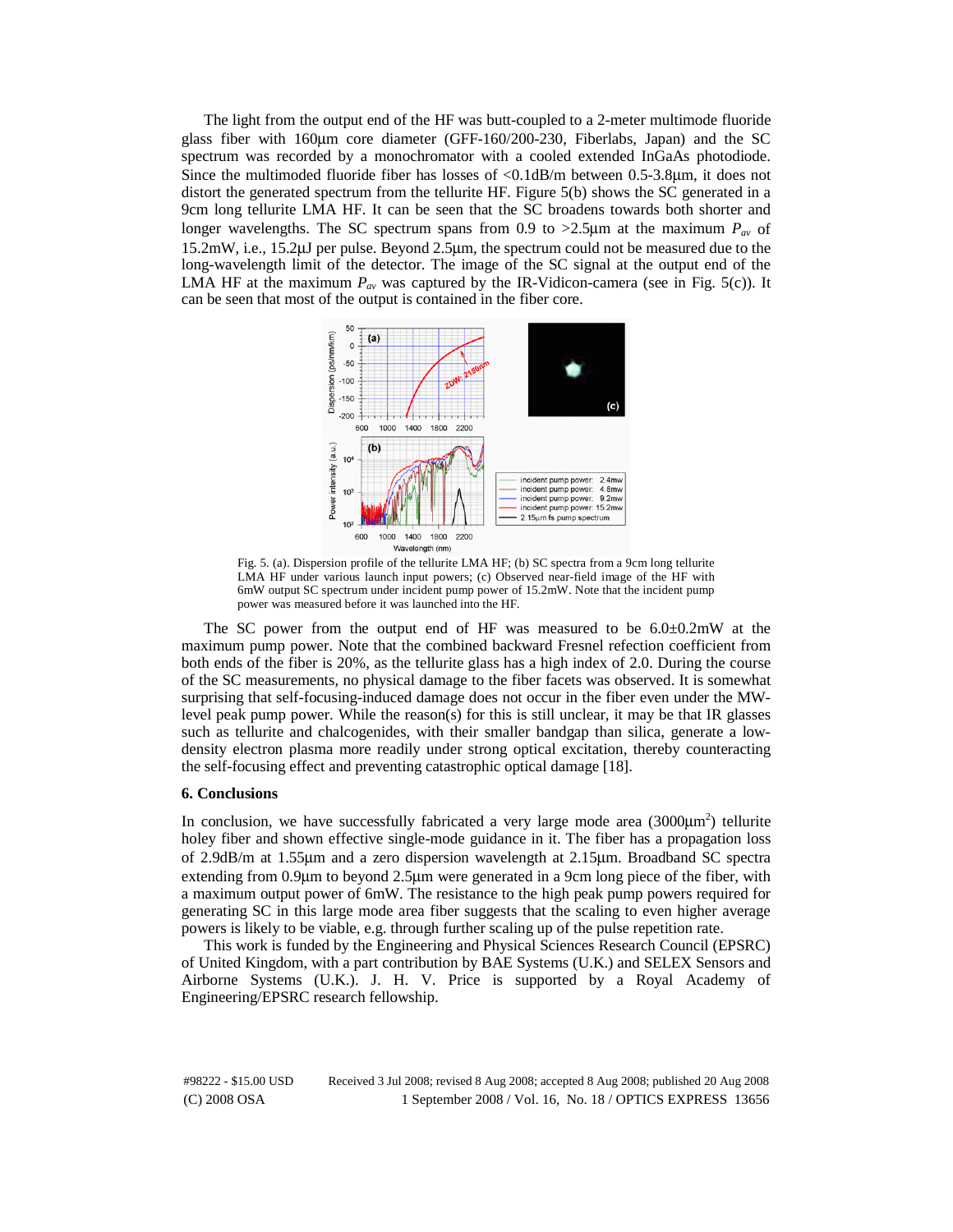The light from the output end of the HF was butt-coupled to a 2-meter multimode fluoride glass fiber with 160μm core diameter (GFF-160/200-230, Fiberlabs, Japan) and the SC spectrum was recorded by a monochromator with a cooled extended InGaAs photodiode. Since the multimoded fluoride fiber has losses of <0.1dB/m between 0.5-3.8μm, it does not distort the generated spectrum from the tellurite HF. Figure 5(b) shows the SC generated in a 9cm long tellurite LMA HF. It can be seen that the SC broadens towards both shorter and longer wavelengths. The SC spectrum spans from 0.9 to >2.5μm at the maximum $P_{av}$ of 15.2mW, i.e., 15.2μJ per pulse. Beyond 2.5μm, the spectrum could not be measured due to the long-wavelength limit of the detector. The image of the SC signal at the output end of the LMA HF at the maximum $P_{av}$ was captured by the IR-Vidicon-camera (see in Fig. 5(c)). It can be seen that most of the output is contained in the fiber core.

(a)
Dispersion (ps/nm/km)
50
0
-50
-100
-150
-200
600 1000 1400 1800 2200
ZDW: 2150nm

(c)

(b)
Power intensity (a.u.)
10⁴
10³
10²
600 1000 1400 1800 2200
Wavelength (nm)

incident pump power: 2.4mw
incident pump power: 4.8mw
incident pump power: 9.2mw
incident pump power: 15.2mw
2.15μm fs pump spectrum

Fig. 5. (a). Dispersion profile of the tellurite LMA HF; (b) SC spectra from a 9cm long tellurite LMA HF under various launch input powers; (c) Observed near-field image of the HF with 6mW output SC spectrum under incident pump power of 15.2mW. Note that the incident pump power was measured before it was launched into the HF.

The SC power from the output end of HF was measured to be 6.0±0.2mW at the maximum pump power. Note that the combined backward Fresnel refection coefficient from both ends of the fiber is 20%, as the tellurite glass has a high index of 2.0. During the course of the SC measurements, no physical damage to the fiber facets was observed. It is somewhat surprising that self-focusing-induced damage does not occur in the fiber even under the MW-level peak pump power. While the reason(s) for this is still unclear, it may be that IR glasses such as tellurite and chalcogenides, with their smaller bandgap than silica, generate a low-density electron plasma more readily under strong optical excitation, thereby counteracting the self-focusing effect and preventing catastrophic optical damage [18].

## 6. Conclusions

In conclusion, we have successfully fabricated a very large mode area (3000μm$^2$) tellurite holey fiber and shown effective single-mode guidance in it. The fiber has a propagation loss of 2.9dB/m at 1.55μm and a zero dispersion wavelength at 2.15μm. Broadband SC spectra extending from 0.9μm to beyond 2.5μm were generated in a 9cm long piece of the fiber, with a maximum output power of 6mW. The resistance to the high peak pump powers required for generating SC in this large mode area fiber suggests that the scaling to even higher average powers is likely to be viable, e.g. through further scaling up of the pulse repetition rate.

This work is funded by the Engineering and Physical Sciences Research Council (EPSRC) of United Kingdom, with a part contribution by BAE Systems (U.K.) and SELEX Sensors and Airborne Systems (U.K.). J. H. V. Price is supported by a Royal Academy of Engineering/EPSRC research fellowship.